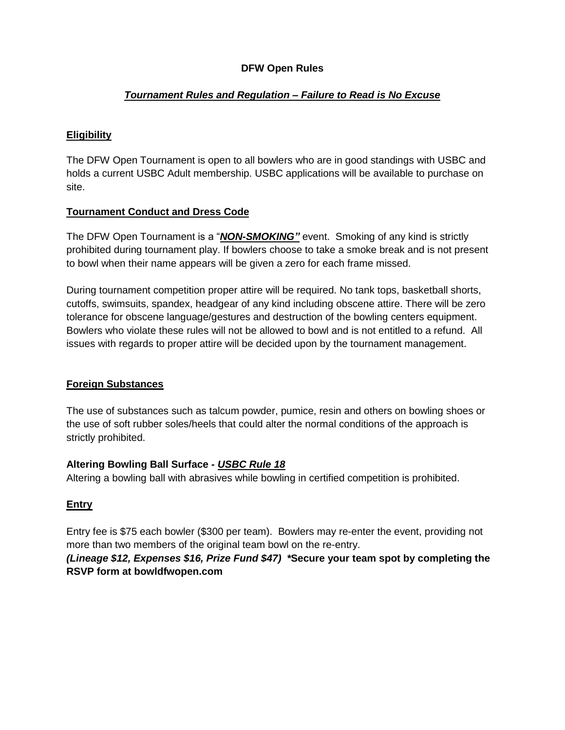# DFW Open Rules

## ***Tournament Rules and Regulation – Failure to Read is No Excuse***

### **Eligibility**

The DFW Open Tournament is open to all bowlers who are in good standings with USBC and holds a current USBC Adult membership. USBC applications will be available to purchase on site.

### **Tournament Conduct and Dress Code**

The DFW Open Tournament is a "***NON-SMOKING"*** event. Smoking of any kind is strictly prohibited during tournament play. If bowlers choose to take a smoke break and is not present to bowl when their name appears will be given a zero for each frame missed.

During tournament competition proper attire will be required. No tank tops, basketball shorts, cutoffs, swimsuits, spandex, headgear of any kind including obscene attire. There will be zero tolerance for obscene language/gestures and destruction of the bowling centers equipment. Bowlers who violate these rules will not be allowed to bowl and is not entitled to a refund. All issues with regards to proper attire will be decided upon by the tournament management.

### **Foreign Substances**

The use of substances such as talcum powder, pumice, resin and others on bowling shoes or the use of soft rubber soles/heels that could alter the normal conditions of the approach is strictly prohibited.

**Altering Bowling Ball Surface - *USBC Rule 18***

Altering a bowling ball with abrasives while bowling in certified competition is prohibited.

### **Entry**

Entry fee is $75 each bowler ($300 per team). Bowlers may re-enter the event, providing not more than two members of the original team bowl on the re-entry.

***(Lineage $12, Expenses $16, Prize Fund $47)*** ***\*Secure your team spot by completing the RSVP form at bowldfwopen.com**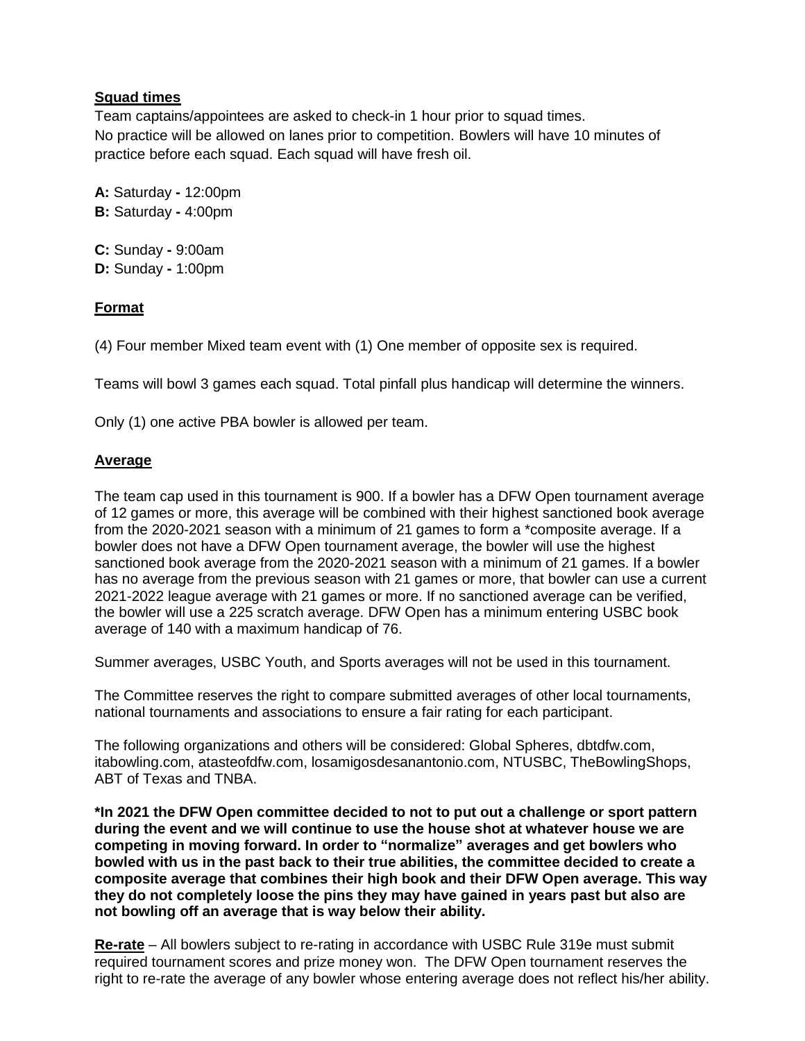## Squad times

Team captains/appointees are asked to check-in 1 hour prior to squad times.
No practice will be allowed on lanes prior to competition. Bowlers will have 10 minutes of practice before each squad. Each squad will have fresh oil.

**A:** Saturday **-** 12:00pm
**B:** Saturday **-** 4:00pm

**C:** Sunday **-** 9:00am
**D:** Sunday **-** 1:00pm

## Format

(4) Four member Mixed team event with (1) One member of opposite sex is required.

Teams will bowl 3 games each squad. Total pinfall plus handicap will determine the winners.

Only (1) one active PBA bowler is allowed per team.

## Average

The team cap used in this tournament is 900. If a bowler has a DFW Open tournament average of 12 games or more, this average will be combined with their highest sanctioned book average from the 2020-2021 season with a minimum of 21 games to form a *composite average. If a bowler does not have a DFW Open tournament average, the bowler will use the highest sanctioned book average from the 2020-2021 season with a minimum of 21 games. If a bowler has no average from the previous season with 21 games or more, that bowler can use a current 2021-2022 league average with 21 games or more. If no sanctioned average can be verified, the bowler will use a 225 scratch average. DFW Open has a minimum entering USBC book average of 140 with a maximum handicap of 76.

Summer averages, USBC Youth, and Sports averages will not be used in this tournament.

The Committee reserves the right to compare submitted averages of other local tournaments, national tournaments and associations to ensure a fair rating for each participant.

The following organizations and others will be considered: Global Spheres, dbtdfw.com, itabowling.com, atasteofdfw.com, losamigosdesanantonio.com, NTUSBC, TheBowlingShops, ABT of Texas and TNBA.

**\*In 2021 the DFW Open committee decided to not to put out a challenge or sport pattern during the event and we will continue to use the house shot at whatever house we are competing in moving forward. In order to "normalize" averages and get bowlers who bowled with us in the past back to their true abilities, the committee decided to create a composite average that combines their high book and their DFW Open average. This way they do not completely loose the pins they may have gained in years past but also are not bowling off an average that is way below their ability.**

**Re-rate** – All bowlers subject to re-rating in accordance with USBC Rule 319e must submit required tournament scores and prize money won. The DFW Open tournament reserves the right to re-rate the average of any bowler whose entering average does not reflect his/her ability.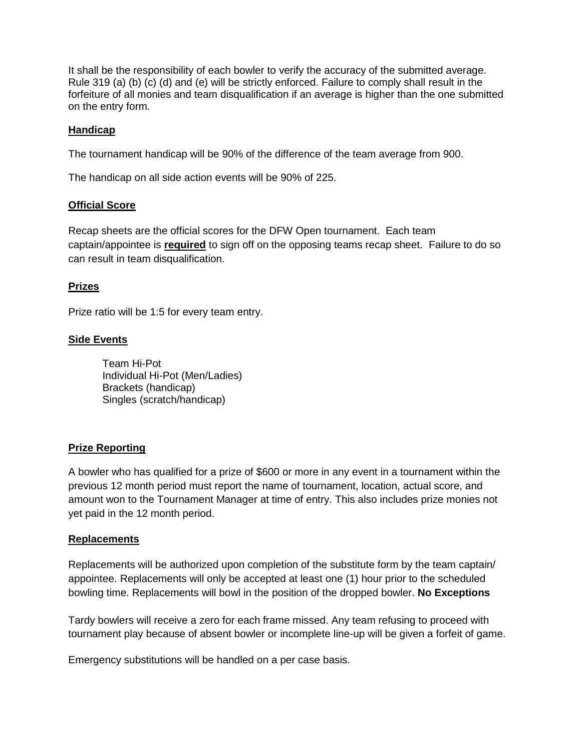It shall be the responsibility of each bowler to verify the accuracy of the submitted average. Rule 319 (a) (b) (c) (d) and (e) will be strictly enforced. Failure to comply shall result in the forfeiture of all monies and team disqualification if an average is higher than the one submitted on the entry form.

## Handicap

The tournament handicap will be 90% of the difference of the team average from 900.

The handicap on all side action events will be 90% of 225.

## Official Score

Recap sheets are the official scores for the DFW Open tournament. Each team captain/appointee is **required** to sign off on the opposing teams recap sheet. Failure to do so can result in team disqualification.

## Prizes

Prize ratio will be 1:5 for every team entry.

## Side Events

- Team Hi-Pot
- Individual Hi-Pot (Men/Ladies)
- Brackets (handicap)
- Singles (scratch/handicap)

## Prize Reporting

A bowler who has qualified for a prize of $600 or more in any event in a tournament within the previous 12 month period must report the name of tournament, location, actual score, and amount won to the Tournament Manager at time of entry. This also includes prize monies not yet paid in the 12 month period.

## Replacements

Replacements will be authorized upon completion of the substitute form by the team captain/ appointee. Replacements will only be accepted at least one (1) hour prior to the scheduled bowling time. Replacements will bowl in the position of the dropped bowler. **No Exceptions**

Tardy bowlers will receive a zero for each frame missed. Any team refusing to proceed with tournament play because of absent bowler or incomplete line-up will be given a forfeit of game.

Emergency substitutions will be handled on a per case basis.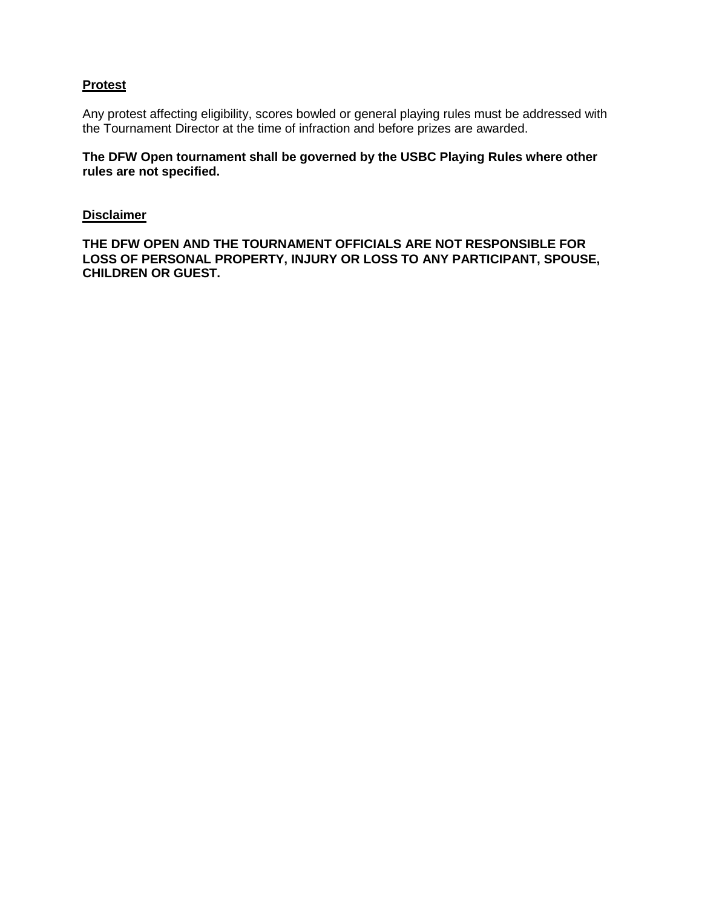## Protest

Any protest affecting eligibility, scores bowled or general playing rules must be addressed with the Tournament Director at the time of infraction and before prizes are awarded.

**The DFW Open tournament shall be governed by the USBC Playing Rules where other rules are not specified.**

## Disclaimer

**THE DFW OPEN AND THE TOURNAMENT OFFICIALS ARE NOT RESPONSIBLE FOR LOSS OF PERSONAL PROPERTY, INJURY OR LOSS TO ANY PARTICIPANT, SPOUSE, CHILDREN OR GUEST.**